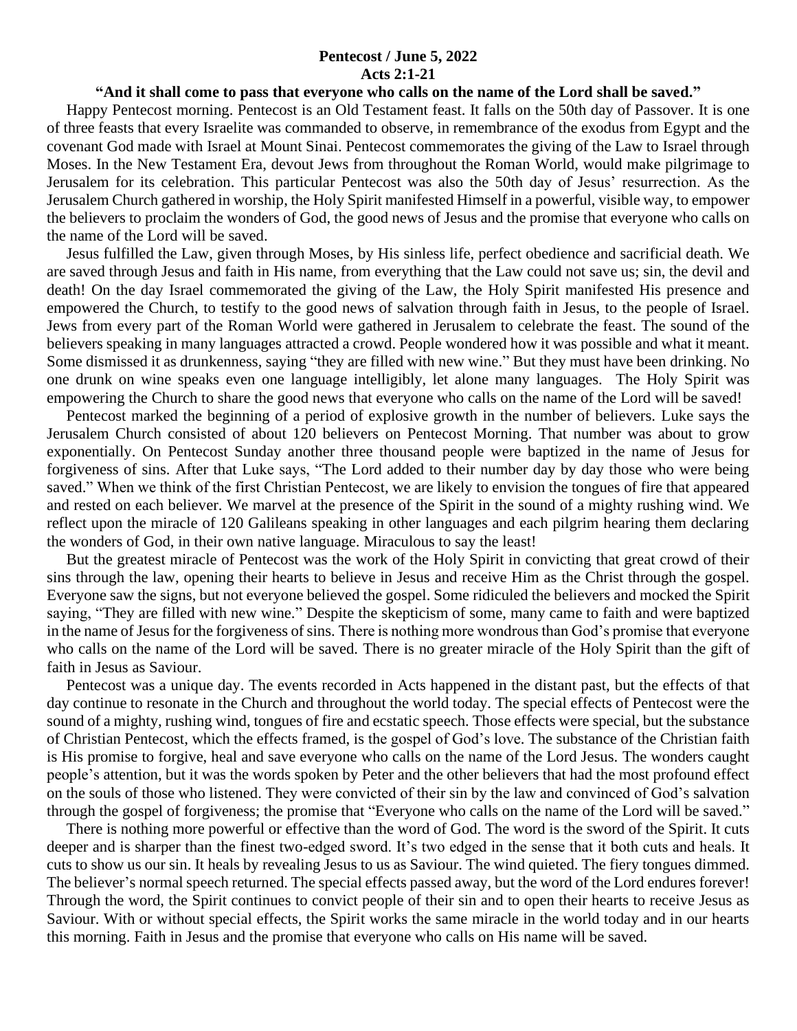**Pentecost / June 5, 2022**
**Acts 2:1-21**

**"And it shall come to pass that everyone who calls on the name of the Lord shall be saved."**

Happy Pentecost morning. Pentecost is an Old Testament feast. It falls on the 50th day of Passover. It is one of three feasts that every Israelite was commanded to observe, in remembrance of the exodus from Egypt and the covenant God made with Israel at Mount Sinai. Pentecost commemorates the giving of the Law to Israel through Moses. In the New Testament Era, devout Jews from throughout the Roman World, would make pilgrimage to Jerusalem for its celebration. This particular Pentecost was also the 50th day of Jesus' resurrection. As the Jerusalem Church gathered in worship, the Holy Spirit manifested Himself in a powerful, visible way, to empower the believers to proclaim the wonders of God, the good news of Jesus and the promise that everyone who calls on the name of the Lord will be saved.

Jesus fulfilled the Law, given through Moses, by His sinless life, perfect obedience and sacrificial death. We are saved through Jesus and faith in His name, from everything that the Law could not save us; sin, the devil and death! On the day Israel commemorated the giving of the Law, the Holy Spirit manifested His presence and empowered the Church, to testify to the good news of salvation through faith in Jesus, to the people of Israel. Jews from every part of the Roman World were gathered in Jerusalem to celebrate the feast. The sound of the believers speaking in many languages attracted a crowd. People wondered how it was possible and what it meant. Some dismissed it as drunkenness, saying "they are filled with new wine." But they must have been drinking. No one drunk on wine speaks even one language intelligibly, let alone many languages. The Holy Spirit was empowering the Church to share the good news that everyone who calls on the name of the Lord will be saved!

Pentecost marked the beginning of a period of explosive growth in the number of believers. Luke says the Jerusalem Church consisted of about 120 believers on Pentecost Morning. That number was about to grow exponentially. On Pentecost Sunday another three thousand people were baptized in the name of Jesus for forgiveness of sins. After that Luke says, "The Lord added to their number day by day those who were being saved." When we think of the first Christian Pentecost, we are likely to envision the tongues of fire that appeared and rested on each believer. We marvel at the presence of the Spirit in the sound of a mighty rushing wind. We reflect upon the miracle of 120 Galileans speaking in other languages and each pilgrim hearing them declaring the wonders of God, in their own native language. Miraculous to say the least!

But the greatest miracle of Pentecost was the work of the Holy Spirit in convicting that great crowd of their sins through the law, opening their hearts to believe in Jesus and receive Him as the Christ through the gospel. Everyone saw the signs, but not everyone believed the gospel. Some ridiculed the believers and mocked the Spirit saying, "They are filled with new wine." Despite the skepticism of some, many came to faith and were baptized in the name of Jesus for the forgiveness of sins. There is nothing more wondrous than God's promise that everyone who calls on the name of the Lord will be saved. There is no greater miracle of the Holy Spirit than the gift of faith in Jesus as Saviour.

Pentecost was a unique day. The events recorded in Acts happened in the distant past, but the effects of that day continue to resonate in the Church and throughout the world today. The special effects of Pentecost were the sound of a mighty, rushing wind, tongues of fire and ecstatic speech. Those effects were special, but the substance of Christian Pentecost, which the effects framed, is the gospel of God's love. The substance of the Christian faith is His promise to forgive, heal and save everyone who calls on the name of the Lord Jesus. The wonders caught people's attention, but it was the words spoken by Peter and the other believers that had the most profound effect on the souls of those who listened. They were convicted of their sin by the law and convinced of God's salvation through the gospel of forgiveness; the promise that "Everyone who calls on the name of the Lord will be saved."

There is nothing more powerful or effective than the word of God. The word is the sword of the Spirit. It cuts deeper and is sharper than the finest two-edged sword. It's two edged in the sense that it both cuts and heals. It cuts to show us our sin. It heals by revealing Jesus to us as Saviour. The wind quieted. The fiery tongues dimmed. The believer's normal speech returned. The special effects passed away, but the word of the Lord endures forever! Through the word, the Spirit continues to convict people of their sin and to open their hearts to receive Jesus as Saviour. With or without special effects, the Spirit works the same miracle in the world today and in our hearts this morning. Faith in Jesus and the promise that everyone who calls on His name will be saved.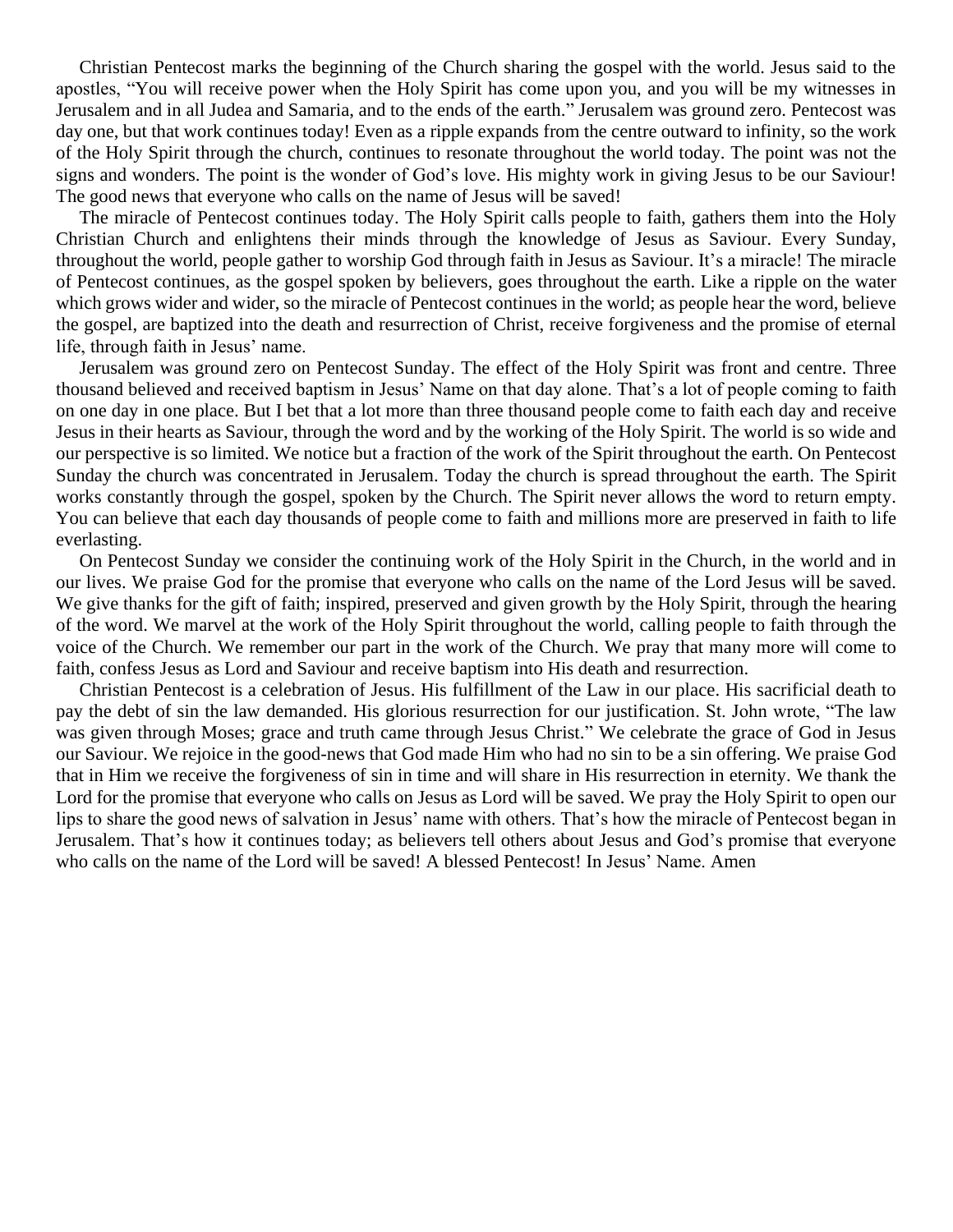Christian Pentecost marks the beginning of the Church sharing the gospel with the world. Jesus said to the apostles, "You will receive power when the Holy Spirit has come upon you, and you will be my witnesses in Jerusalem and in all Judea and Samaria, and to the ends of the earth." Jerusalem was ground zero. Pentecost was day one, but that work continues today! Even as a ripple expands from the centre outward to infinity, so the work of the Holy Spirit through the church, continues to resonate throughout the world today. The point was not the signs and wonders. The point is the wonder of God's love. His mighty work in giving Jesus to be our Saviour! The good news that everyone who calls on the name of Jesus will be saved!

The miracle of Pentecost continues today. The Holy Spirit calls people to faith, gathers them into the Holy Christian Church and enlightens their minds through the knowledge of Jesus as Saviour. Every Sunday, throughout the world, people gather to worship God through faith in Jesus as Saviour. It's a miracle! The miracle of Pentecost continues, as the gospel spoken by believers, goes throughout the earth. Like a ripple on the water which grows wider and wider, so the miracle of Pentecost continues in the world; as people hear the word, believe the gospel, are baptized into the death and resurrection of Christ, receive forgiveness and the promise of eternal life, through faith in Jesus' name.

Jerusalem was ground zero on Pentecost Sunday. The effect of the Holy Spirit was front and centre. Three thousand believed and received baptism in Jesus' Name on that day alone. That's a lot of people coming to faith on one day in one place. But I bet that a lot more than three thousand people come to faith each day and receive Jesus in their hearts as Saviour, through the word and by the working of the Holy Spirit. The world is so wide and our perspective is so limited. We notice but a fraction of the work of the Spirit throughout the earth. On Pentecost Sunday the church was concentrated in Jerusalem. Today the church is spread throughout the earth. The Spirit works constantly through the gospel, spoken by the Church. The Spirit never allows the word to return empty. You can believe that each day thousands of people come to faith and millions more are preserved in faith to life everlasting.

On Pentecost Sunday we consider the continuing work of the Holy Spirit in the Church, in the world and in our lives. We praise God for the promise that everyone who calls on the name of the Lord Jesus will be saved. We give thanks for the gift of faith; inspired, preserved and given growth by the Holy Spirit, through the hearing of the word. We marvel at the work of the Holy Spirit throughout the world, calling people to faith through the voice of the Church. We remember our part in the work of the Church. We pray that many more will come to faith, confess Jesus as Lord and Saviour and receive baptism into His death and resurrection.

Christian Pentecost is a celebration of Jesus. His fulfillment of the Law in our place. His sacrificial death to pay the debt of sin the law demanded. His glorious resurrection for our justification. St. John wrote, "The law was given through Moses; grace and truth came through Jesus Christ." We celebrate the grace of God in Jesus our Saviour. We rejoice in the good-news that God made Him who had no sin to be a sin offering. We praise God that in Him we receive the forgiveness of sin in time and will share in His resurrection in eternity. We thank the Lord for the promise that everyone who calls on Jesus as Lord will be saved. We pray the Holy Spirit to open our lips to share the good news of salvation in Jesus' name with others. That's how the miracle of Pentecost began in Jerusalem. That's how it continues today; as believers tell others about Jesus and God's promise that everyone who calls on the name of the Lord will be saved! A blessed Pentecost! In Jesus' Name. Amen